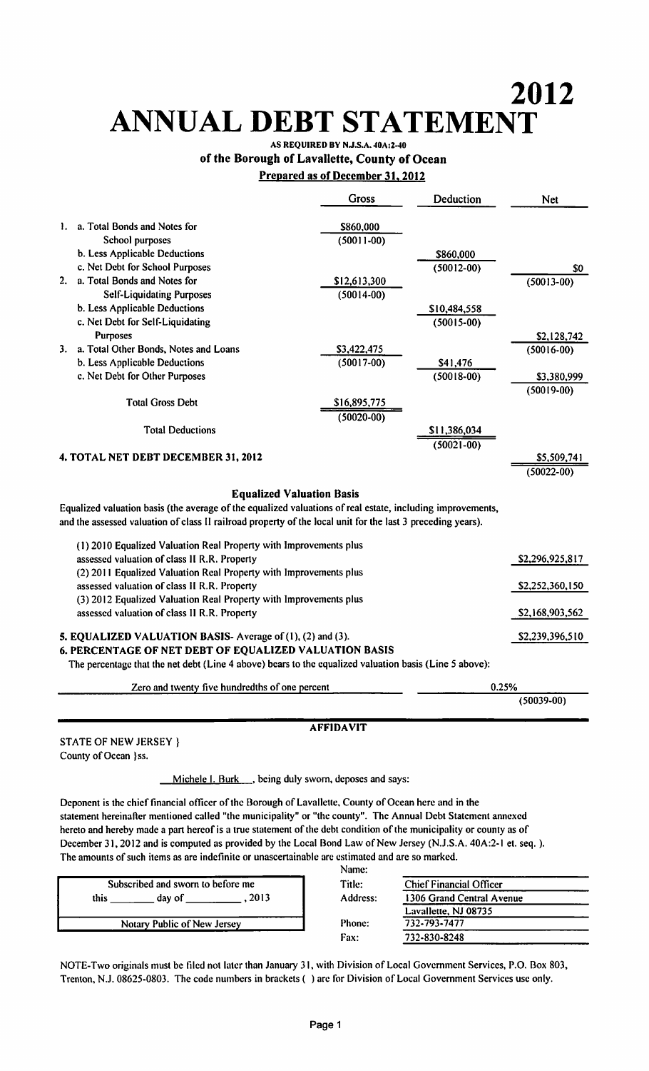# 2012 ANNUAL DEBT STATEMENT

**AS REQUIRED BY N.J.S.A. 40A:2-40**

**of the Borough of Lavallette, County of Ocean**

**Prepared as of December 31, 2012**

| | Gross | Deduction | Net |
|---|---|---|---|
| 1. a. Total Bonds and Notes for School purposes | $860,000 (50011-00) | | |
| b. Less Applicable Deductions | | $860,000 | |
| c. Net Debt for School Purposes | | (50012-00) | $0 |
| 2. a. Total Bonds and Notes for Self-Liquidating Purposes | $12,613,300 (50014-00) | | (50013-00) |
| b. Less Applicable Deductions | | $10,484,558 | |
| c. Net Debt for Self-Liquidating Purposes | | (50015-00) | $2,128,742 |
| 3. a. Total Other Bonds, Notes and Loans | $3,422,475 | | (50016-00) |
| b. Less Applicable Deductions | (50017-00) | $41,476 | |
| c. Net Debt for Other Purposes | | (50018-00) | $3,380,999 (50019-00) |
| Total Gross Debt | $16,895,775 (50020-00) | | |
| Total Deductions | | $11,386,034 (50021-00) | |
| **4. TOTAL NET DEBT DECEMBER 31, 2012** | | | $5,509,741 (50022-00) |

## Equalized Valuation Basis

Equalized valuation basis (the average of the equalized valuations of real estate, including improvements, and the assessed valuation of class II railroad property of the local unit for the last 3 preceding years).

| | |
|---|---|
| (1) 2010 Equalized Valuation Real Property with Improvements plus assessed valuation of class II R.R. Property | $2,296,925,817 |
| (2) 2011 Equalized Valuation Real Property with Improvements plus assessed valuation of class II R.R. Property | $2,252,360,150 |
| (3) 2012 Equalized Valuation Real Property with Improvements plus assessed valuation of class II R.R. Property | $2,168,903,562 |
| **5. EQUALIZED VALUATION BASIS**- Average of (1), (2) and (3). | $2,239,396,510 |

**6. PERCENTAGE OF NET DEBT OF EQUALIZED VALUATION BASIS**

The percentage that the net debt (Line 4 above) bears to the equalized valuation basis (Line 5 above):

| Zero and twenty five hundredths of one percent | 0.25% (50039-00) |
|---|---|

## AFFIDAVIT

STATE OF NEW JERSEY }
County of Ocean }ss.

Michele I. Burk, being duly sworn, deposes and says:

Deponent is the chief financial officer of the Borough of Lavallette, County of Ocean here and in the statement hereinafter mentioned called "the municipality" or "the county". The Annual Debt Statement annexed hereto and hereby made a part hereof is a true statement of the debt condition of the municipality or county as of December 31, 2012 and is computed as provided by the Local Bond Law of New Jersey (N.J.S.A. 40A:2-1 et. seq. ). The amounts of such items as are indefinite or unascertainable are estimated and are so marked.

| Subscribed and sworn to before me |
|---|
| this ________ day of __________ , 2013 |
| Notary Public of New Jersey |

| | |
|---|---|
| Name: | |
| Title: | Chief Financial Officer |
| Address: | 1306 Grand Central Avenue |
| | Lavallette, NJ 08735 |
| Phone: | 732-793-7477 |
| Fax: | 732-830-8248 |

NOTE-Two originals must be filed not later than January 31, with Division of Local Government Services, P.O. Box 803, Trenton, N.J. 08625-0803. The code numbers in brackets ( ) are for Division of Local Government Services use only.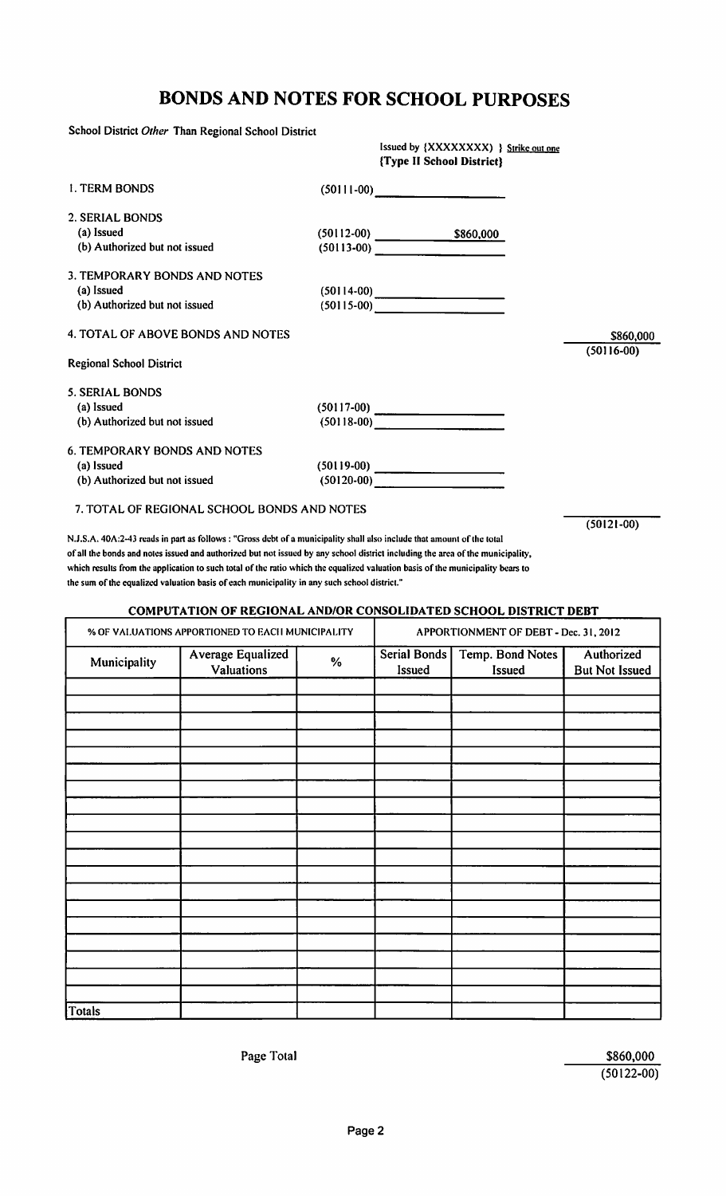# BONDS AND NOTES FOR SCHOOL PURPOSES

School District *Other* Than Regional School District

Issued by {XXXXXXXX} } Strike out one
{Type II School District}

| | | | |
|---|---|---|---|
| 1. TERM BONDS | (50111-00) | | |
| 2. SERIAL BONDS | | | |
| (a) Issued | (50112-00) | $860,000 | |
| (b) Authorized but not issued | (50113-00) | | |
| 3. TEMPORARY BONDS AND NOTES | | | |
| (a) Issued | (50114-00) | | |
| (b) Authorized but not issued | (50115-00) | | |
| 4. TOTAL OF ABOVE BONDS AND NOTES | | | $860,000 (50116-00) |

Regional School District

| | | | |
|---|---|---|---|
| 5. SERIAL BONDS | | | |
| (a) Issued | (50117-00) | | |
| (b) Authorized but not issued | (50118-00) | | |
| 6. TEMPORARY BONDS AND NOTES | | | |
| (a) Issued | (50119-00) | | |
| (b) Authorized but not issued | (50120-00) | | |
| 7. TOTAL OF REGIONAL SCHOOL BONDS AND NOTES | | | (50121-00) |

N.J.S.A. 40A:2-43 reads in part as follows : "Gross debt of a municipality shall also include that amount of the total of all the bonds and notes issued and authorized but not issued by any school district including the area of the municipality, which results from the application to such total of the ratio which the equalized valuation basis of the municipality bears to the sum of the equalized valuation basis of each municipality in any such school district."

## COMPUTATION OF REGIONAL AND/OR CONSOLIDATED SCHOOL DISTRICT DEBT

| % OF VALUATIONS APPORTIONED TO EACH MUNICIPALITY | | | APPORTIONMENT OF DEBT - Dec. 31, 2012 | | |
|---|---|---|---|---|---|
| Municipality | Average Equalized Valuations | % | Serial Bonds Issued | Temp. Bond Notes Issued | Authorized But Not Issued |
| | | | | | |
| | | | | | |
| | | | | | |
| | | | | | |
| | | | | | |
| | | | | | |
| | | | | | |
| | | | | | |
| | | | | | |
| | | | | | |
| | | | | | |
| | | | | | |
| | | | | | |
| | | | | | |
| | | | | | |
| | | | | | |
| | | | | | |
| | | | | | |
| Totals | | | | | |

Page Total $860,000 (50122-00)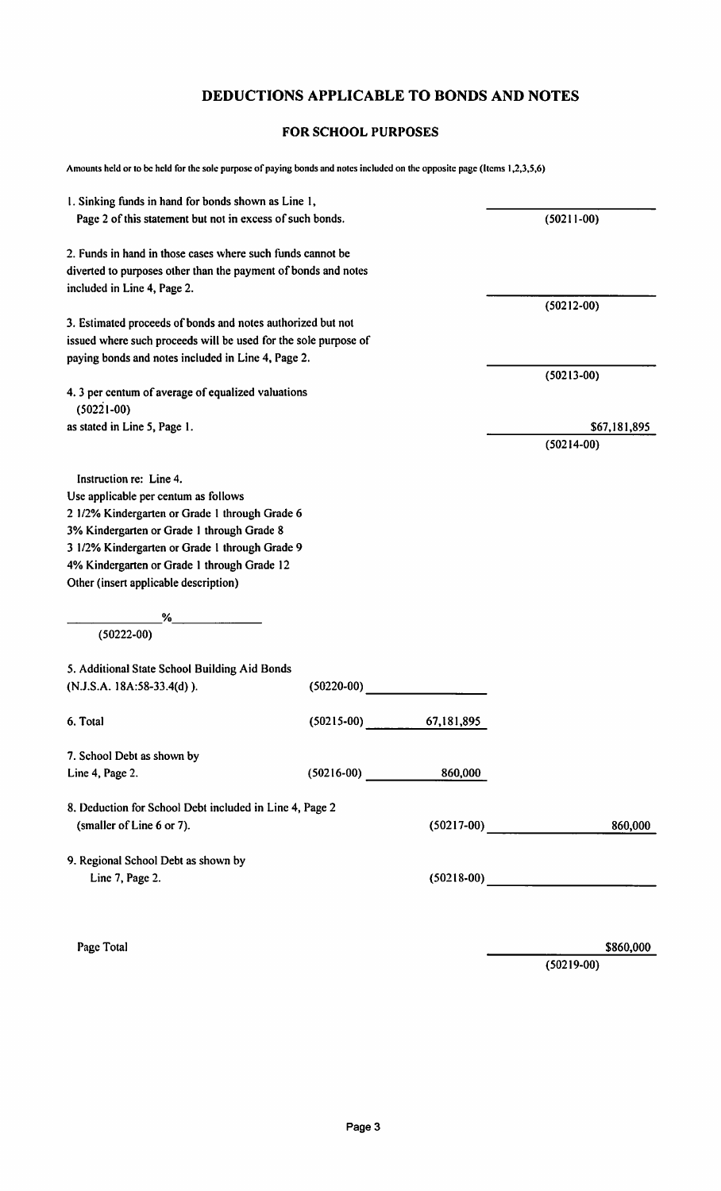# DEDUCTIONS APPLICABLE TO BONDS AND NOTES

## FOR SCHOOL PURPOSES

Amounts held or to be held for the sole purpose of paying bonds and notes included on the opposite page (Items 1,2,3,5,6)

1. Sinking funds in hand for bonds shown as Line 1, Page 2 of this statement but not in excess of such bonds. (50211-00)

2. Funds in hand in those cases where such funds cannot be diverted to purposes other than the payment of bonds and notes included in Line 4, Page 2. (50212-00)

3. Estimated proceeds of bonds and notes authorized but not issued where such proceeds will be used for the sole purpose of paying bonds and notes included in Line 4, Page 2. (50213-00)

4. 3 per centum of average of equalized valuations (50221-00) as stated in Line 5, Page 1. $67,181,895 (50214-00)

Instruction re: Line 4.
Use applicable per centum as follows
2 1/2% Kindergarten or Grade 1 through Grade 6
3% Kindergarten or Grade 1 through Grade 8
3 1/2% Kindergarten or Grade 1 through Grade 9
4% Kindergarten or Grade 1 through Grade 12
Other (insert applicable description)

\_\_\_\_\_\_\_\_%\_\_\_\_\_\_\_\_
(50222-00)

5. Additional State School Building Aid Bonds (N.J.S.A. 18A:58-33.4(d) ). (50220-00)

6. Total (50215-00) 67,181,895

7. School Debt as shown by Line 4, Page 2. (50216-00) 860,000

8. Deduction for School Debt included in Line 4, Page 2 (smaller of Line 6 or 7). (50217-00) 860,000

9. Regional School Debt as shown by Line 7, Page 2. (50218-00)

Page Total $860,000 (50219-00)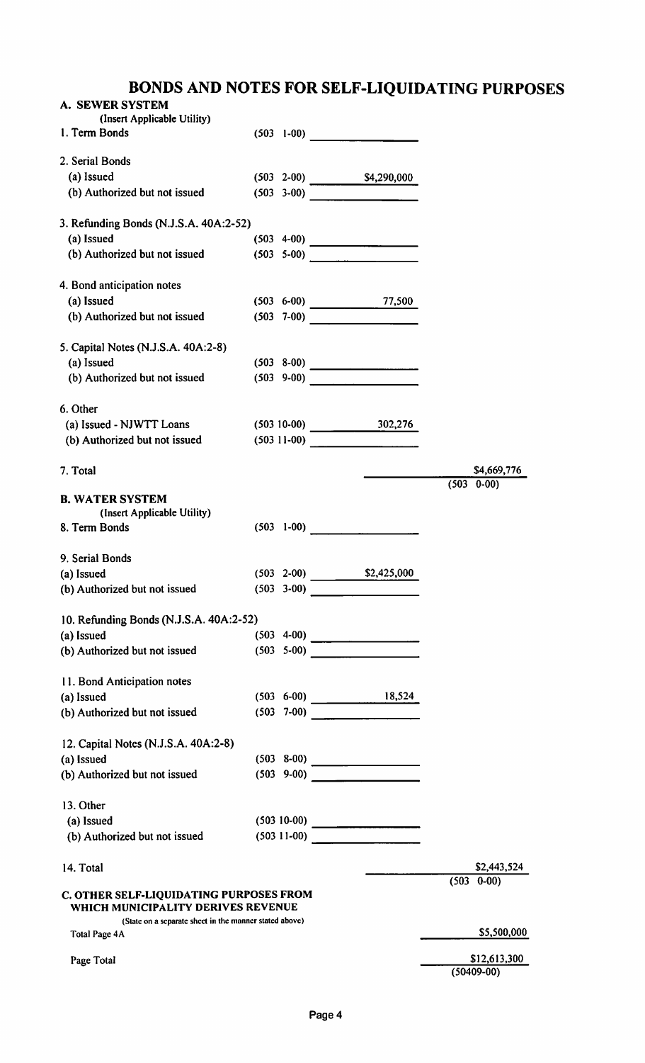# BONDS AND NOTES FOR SELF-LIQUIDATING PURPOSES

## A. SEWER SYSTEM

(Insert Applicable Utility)

| | Code | Amount | Total |
|---|---|---|---|
| 1. Term Bonds | (503 1-00) | | |
| **2. Serial Bonds** | | | |
| (a) Issued | (503 2-00) | $4,290,000 | |
| (b) Authorized but not issued | (503 3-00) | | |
| **3. Refunding Bonds (N.J.S.A. 40A:2-52)** | | | |
| (a) Issued | (503 4-00) | | |
| (b) Authorized but not issued | (503 5-00) | | |
| **4. Bond anticipation notes** | | | |
| (a) Issued | (503 6-00) | 77,500 | |
| (b) Authorized but not issued | (503 7-00) | | |
| **5. Capital Notes (N.J.S.A. 40A:2-8)** | | | |
| (a) Issued | (503 8-00) | | |
| (b) Authorized but not issued | (503 9-00) | | |
| **6. Other** | | | |
| (a) Issued - NJWTT Loans | (503 10-00) | 302,276 | |
| (b) Authorized but not issued | (503 11-00) | | |
| 7. Total | | | $4,669,776 (503 0-00) |

## B. WATER SYSTEM

(Insert Applicable Utility)

| | Code | Amount | Total |
|---|---|---|---|
| 8. Term Bonds | (503 1-00) | | |
| **9. Serial Bonds** | | | |
| (a) Issued | (503 2-00) | $2,425,000 | |
| (b) Authorized but not issued | (503 3-00) | | |
| **10. Refunding Bonds (N.J.S.A. 40A:2-52)** | | | |
| (a) Issued | (503 4-00) | | |
| (b) Authorized but not issued | (503 5-00) | | |
| **11. Bond Anticipation notes** | | | |
| (a) Issued | (503 6-00) | 18,524 | |
| (b) Authorized but not issued | (503 7-00) | | |
| **12. Capital Notes (N.J.S.A. 40A:2-8)** | | | |
| (a) Issued | (503 8-00) | | |
| (b) Authorized but not issued | (503 9-00) | | |
| **13. Other** | | | |
| (a) Issued | (503 10-00) | | |
| (b) Authorized but not issued | (503 11-00) | | |
| 14. Total | | | $2,443,524 (503 0-00) |

## C. OTHER SELF-LIQUIDATING PURPOSES FROM WHICH MUNICIPALITY DERIVES REVENUE

(State on a separate sheet in the manner stated above)

| | Total |
|---|---|
| Total Page 4A | $5,500,000 |
| Page Total | $12,613,300 (50409-00) |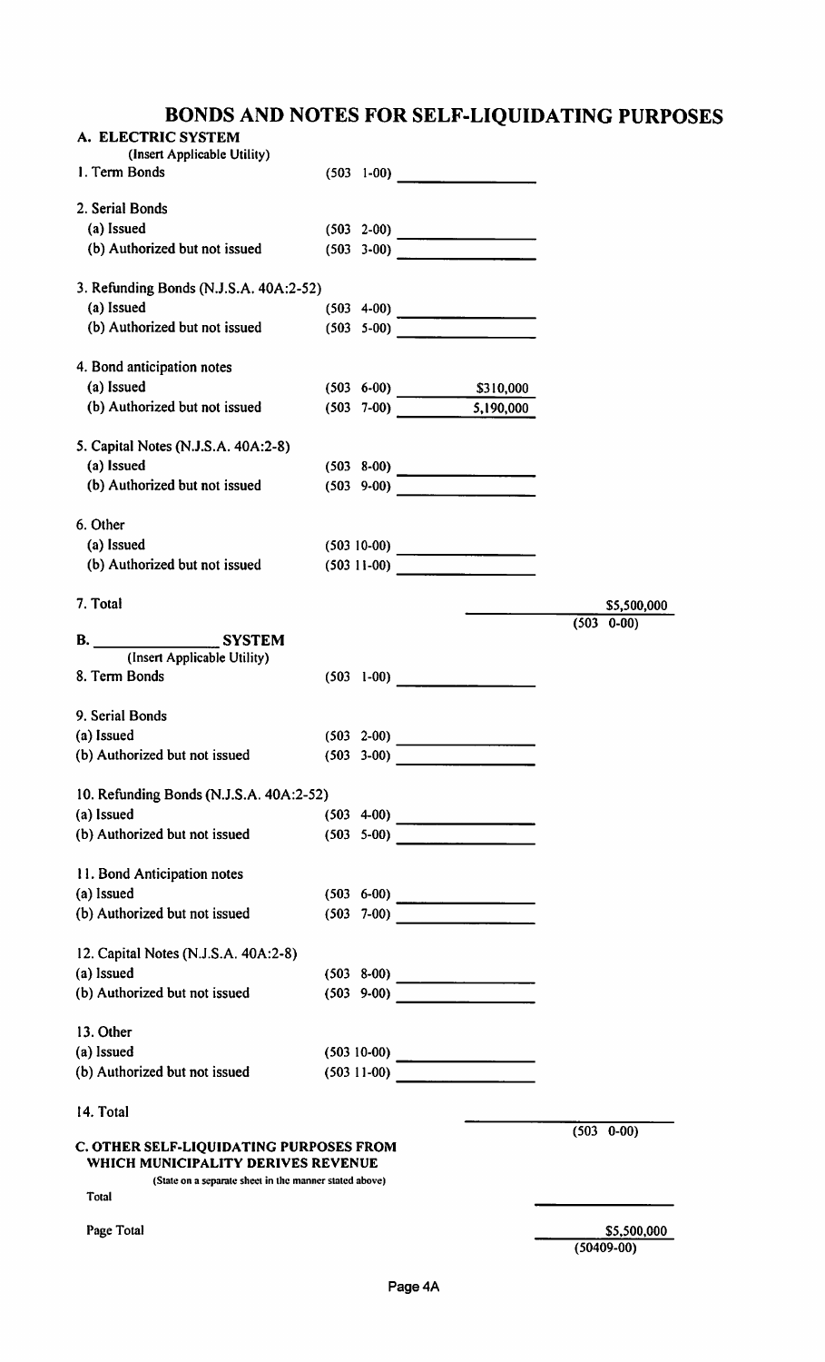# BONDS AND NOTES FOR SELF-LIQUIDATING PURPOSES

## A. ELECTRIC SYSTEM
(Insert Applicable Utility)

| | Code | Amount | Total |
|---|---|---|---|
| 1. Term Bonds | (503 1-00) | | |
| 2. Serial Bonds | | | |
| (a) Issued | (503 2-00) | | |
| (b) Authorized but not issued | (503 3-00) | | |
| 3. Refunding Bonds (N.J.S.A. 40A:2-52) | | | |
| (a) Issued | (503 4-00) | | |
| (b) Authorized but not issued | (503 5-00) | | |
| 4. Bond anticipation notes | | | |
| (a) Issued | (503 6-00) | $310,000 | |
| (b) Authorized but not issued | (503 7-00) | 5,190,000 | |
| 5. Capital Notes (N.J.S.A. 40A:2-8) | | | |
| (a) Issued | (503 8-00) | | |
| (b) Authorized but not issued | (503 9-00) | | |
| 6. Other | | | |
| (a) Issued | (503 10-00) | | |
| (b) Authorized but not issued | (503 11-00) | | |
| 7. Total | | | $5,500,000 (503 0-00) |

## B. ______ SYSTEM
(Insert Applicable Utility)

| | Code | Amount | Total |
|---|---|---|---|
| 8. Term Bonds | (503 1-00) | | |
| 9. Serial Bonds | | | |
| (a) Issued | (503 2-00) | | |
| (b) Authorized but not issued | (503 3-00) | | |
| 10. Refunding Bonds (N.J.S.A. 40A:2-52) | | | |
| (a) Issued | (503 4-00) | | |
| (b) Authorized but not issued | (503 5-00) | | |
| 11. Bond Anticipation notes | | | |
| (a) Issued | (503 6-00) | | |
| (b) Authorized but not issued | (503 7-00) | | |
| 12. Capital Notes (N.J.S.A. 40A:2-8) | | | |
| (a) Issued | (503 8-00) | | |
| (b) Authorized but not issued | (503 9-00) | | |
| 13. Other | | | |
| (a) Issued | (503 10-00) | | |
| (b) Authorized but not issued | (503 11-00) | | |
| 14. Total | | | (503 0-00) |

## C. OTHER SELF-LIQUIDATING PURPOSES FROM WHICH MUNICIPALITY DERIVES REVENUE
(State on a separate sheet in the manner stated above)

| | Total |
|---|---|
| Total | |
| Page Total | $5,500,000 (50409-00) |

Page 4A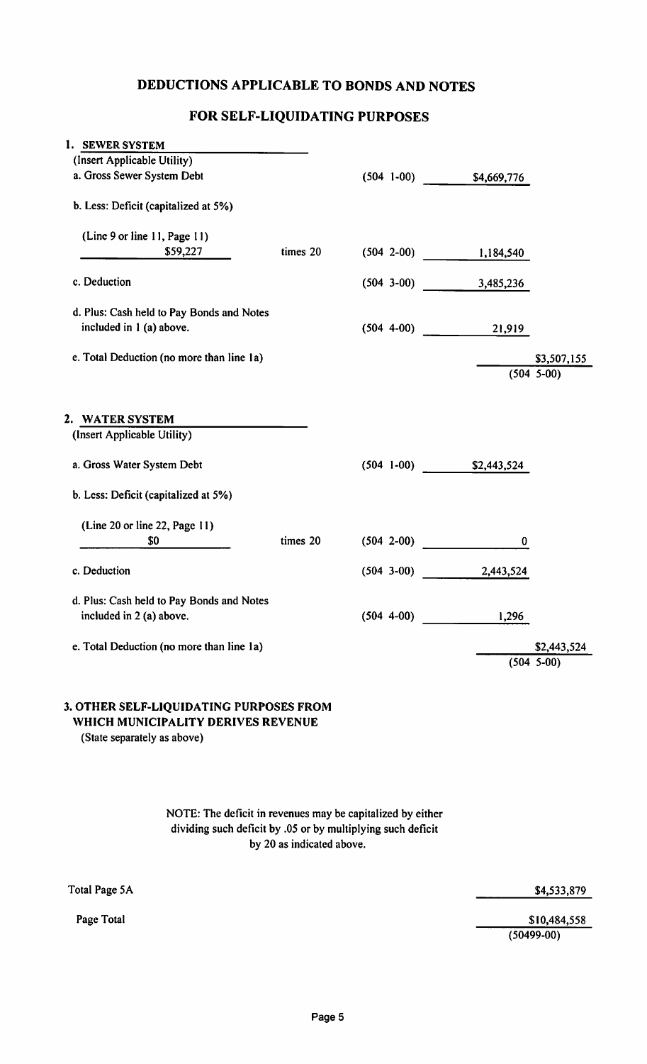# DEDUCTIONS APPLICABLE TO BONDS AND NOTES

## FOR SELF-LIQUIDATING PURPOSES

**1. SEWER SYSTEM**
(Insert Applicable Utility)

| | | | | |
|---|---|---|---|---|
| a. Gross Sewer System Debt | | (504 1-00) | $4,669,776 | |
| b. Less: Deficit (capitalized at 5%) | | | | |
| (Line 9 or line 11, Page 11) $59,227 | times 20 | (504 2-00) | 1,184,540 | |
| c. Deduction | | (504 3-00) | 3,485,236 | |
| d. Plus: Cash held to Pay Bonds and Notes included in 1 (a) above. | | (504 4-00) | 21,919 | |
| e. Total Deduction (no more than line 1a) | | | | $3,507,155 (504 5-00) |

**2. WATER SYSTEM**
(Insert Applicable Utility)

| | | | | |
|---|---|---|---|---|
| a. Gross Water System Debt | | (504 1-00) | $2,443,524 | |
| b. Less: Deficit (capitalized at 5%) | | | | |
| (Line 20 or line 22, Page 11) $0 | times 20 | (504 2-00) | 0 | |
| c. Deduction | | (504 3-00) | 2,443,524 | |
| d. Plus: Cash held to Pay Bonds and Notes included in 2 (a) above. | | (504 4-00) | 1,296 | |
| e. Total Deduction (no more than line 1a) | | | | $2,443,524 (504 5-00) |

**3. OTHER SELF-LIQUIDATING PURPOSES FROM WHICH MUNICIPALITY DERIVES REVENUE**
(State separately as above)

NOTE: The deficit in revenues may be capitalized by either dividing such deficit by .05 or by multiplying such deficit by 20 as indicated above.

| | |
|---|---|
| Total Page 5A | $4,533,879 |
| Page Total | $10,484,558 (50499-00) |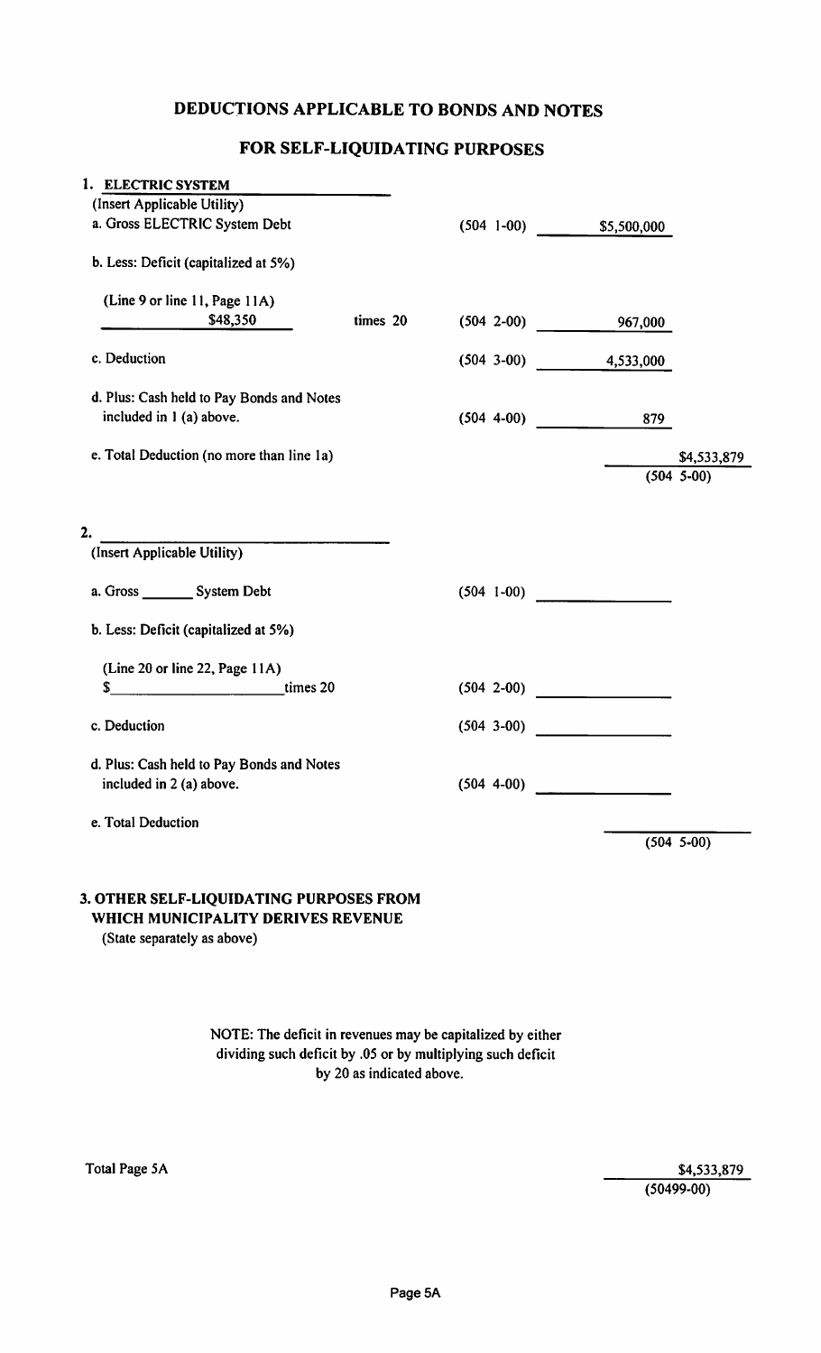# DEDUCTIONS APPLICABLE TO BONDS AND NOTES

## FOR SELF-LIQUIDATING PURPOSES

**1. ELECTRIC SYSTEM**
(Insert Applicable Utility)

| | | | |
|---|---|---|---|
| a. Gross ELECTRIC System Debt | (504 1-00) | $5,500,000 | |
| b. Less: Deficit (capitalized at 5%) | | | |
| (Line 9 or line 11, Page 11A) $48,350 times 20 | (504 2-00) | 967,000 | |
| c. Deduction | (504 3-00) | 4,533,000 | |
| d. Plus: Cash held to Pay Bonds and Notes included in 1 (a) above. | (504 4-00) | 879 | |
| e. Total Deduction (no more than line 1a) | | | $4,533,879 (504 5-00) |

**2.** ____________________
(Insert Applicable Utility)

| | | | |
|---|---|---|---|
| a. Gross _______ System Debt | (504 1-00) | | |
| b. Less: Deficit (capitalized at 5%) | | | |
| (Line 20 or line 22, Page 11A) $ __________ times 20 | (504 2-00) | | |
| c. Deduction | (504 3-00) | | |
| d. Plus: Cash held to Pay Bonds and Notes included in 2 (a) above. | (504 4-00) | | |
| e. Total Deduction | | | (504 5-00) |

**3. OTHER SELF-LIQUIDATING PURPOSES FROM WHICH MUNICIPALITY DERIVES REVENUE**
(State separately as above)

NOTE: The deficit in revenues may be capitalized by either dividing such deficit by .05 or by multiplying such deficit by 20 as indicated above.

Total Page 5A — $4,533,879 (50499-00)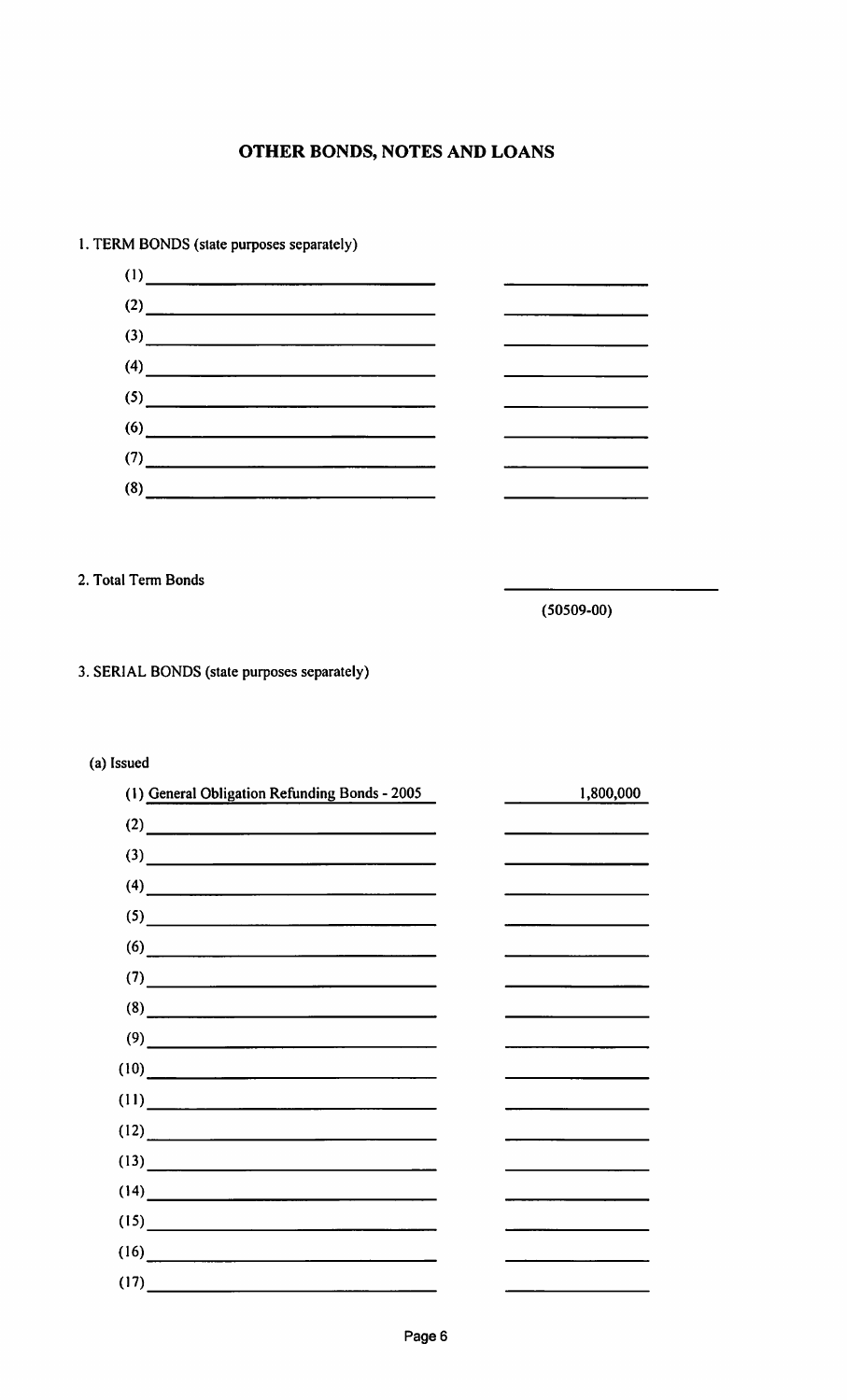# OTHER BONDS, NOTES AND LOANS

1. TERM BONDS (state purposes separately)

| | |
|---|---|
| (1) | |
| (2) | |
| (3) | |
| (4) | |
| (5) | |
| (6) | |
| (7) | |
| (8) | |

2. Total Term Bonds ______ (50509-00)

3. SERIAL BONDS (state purposes separately)

(a) Issued

| | |
|---|---|
| (1) General Obligation Refunding Bonds - 2005 | 1,800,000 |
| (2) | |
| (3) | |
| (4) | |
| (5) | |
| (6) | |
| (7) | |
| (8) | |
| (9) | |
| (10) | |
| (11) | |
| (12) | |
| (13) | |
| (14) | |
| (15) | |
| (16) | |
| (17) | |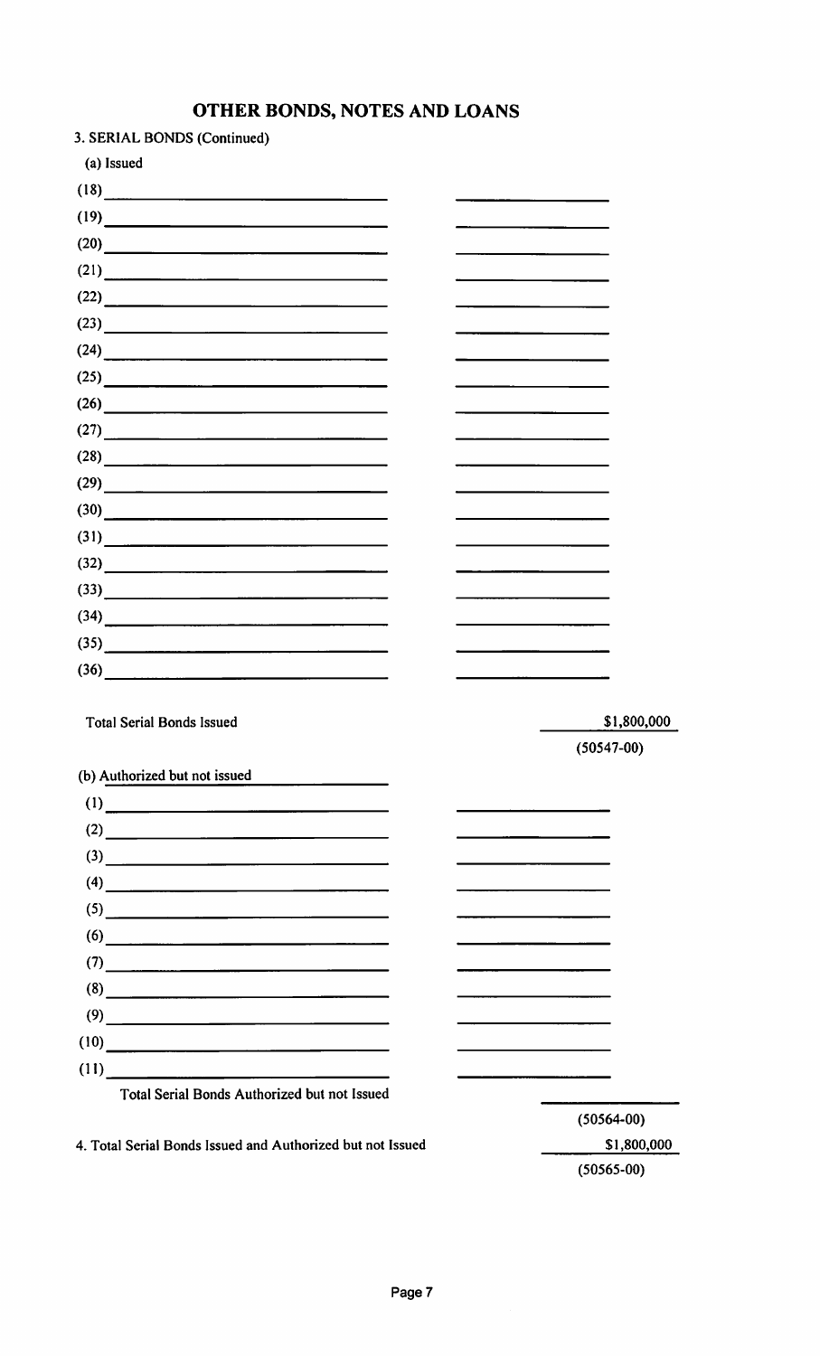# OTHER BONDS, NOTES AND LOANS

3. SERIAL BONDS (Continued)

(a) Issued

| | |
|---|---|
| (18) | |
| (19) | |
| (20) | |
| (21) | |
| (22) | |
| (23) | |
| (24) | |
| (25) | |
| (26) | |
| (27) | |
| (28) | |
| (29) | |
| (30) | |
| (31) | |
| (32) | |
| (33) | |
| (34) | |
| (35) | |
| (36) | |

Total Serial Bonds Issued — $1,800,000 (50547-00)

(b) Authorized but not issued

| | |
|---|---|
| (1) | |
| (2) | |
| (3) | |
| (4) | |
| (5) | |
| (6) | |
| (7) | |
| (8) | |
| (9) | |
| (10) | |
| (11) | |

Total Serial Bonds Authorized but not Issued — (50564-00)

4. Total Serial Bonds Issued and Authorized but not Issued — $1,800,000 (50565-00)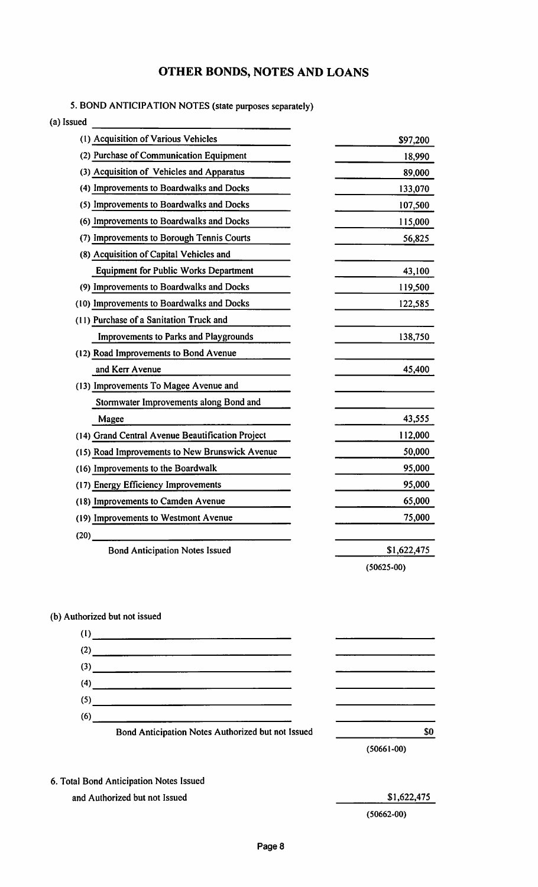# OTHER BONDS, NOTES AND LOANS

5. BOND ANTICIPATION NOTES (state purposes separately)

(a) Issued

| Purpose | Amount |
|---|---|
| (1) Acquisition of Various Vehicles | $97,200 |
| (2) Purchase of Communication Equipment | 18,990 |
| (3) Acquisition of Vehicles and Apparatus | 89,000 |
| (4) Improvements to Boardwalks and Docks | 133,070 |
| (5) Improvements to Boardwalks and Docks | 107,500 |
| (6) Improvements to Boardwalks and Docks | 115,000 |
| (7) Improvements to Borough Tennis Courts | 56,825 |
| (8) Acquisition of Capital Vehicles and Equipment for Public Works Department | 43,100 |
| (9) Improvements to Boardwalks and Docks | 119,500 |
| (10) Improvements to Boardwalks and Docks | 122,585 |
| (11) Purchase of a Sanitation Truck and Improvements to Parks and Playgrounds | 138,750 |
| (12) Road Improvements to Bond Avenue and Kerr Avenue | 45,400 |
| (13) Improvements To Magee Avenue and Stormwater Improvements along Bond and Magee | 43,555 |
| (14) Grand Central Avenue Beautification Project | 112,000 |
| (15) Road Improvements to New Brunswick Avenue | 50,000 |
| (16) Improvements to the Boardwalk | 95,000 |
| (17) Energy Efficiency Improvements | 95,000 |
| (18) Improvements to Camden Avenue | 65,000 |
| (19) Improvements to Westmont Avenue | 75,000 |
| (20) | |
| Bond Anticipation Notes Issued | $1,622,475 |
| | (50625-00) |

(b) Authorized but not issued

| Purpose | Amount |
|---|---|
| (1) | |
| (2) | |
| (3) | |
| (4) | |
| (5) | |
| (6) | |
| Bond Anticipation Notes Authorized but not Issued | $0 |
| | (50661-00) |

6. Total Bond Anticipation Notes Issued and Authorized but not Issued — $1,622,475 (50662-00)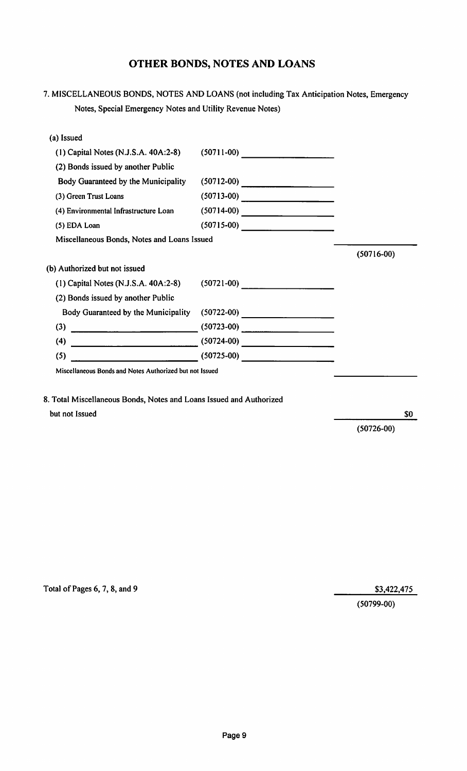# OTHER BONDS, NOTES AND LOANS

7. MISCELLANEOUS BONDS, NOTES AND LOANS (not including Tax Anticipation Notes, Emergency Notes, Special Emergency Notes and Utility Revenue Notes)

| | Code | Amount | Total |
|---|---|---|---|
| **(a) Issued** | | | |
| (1) Capital Notes (N.J.S.A. 40A:2-8) | (50711-00) | | |
| (2) Bonds issued by another Public Body Guaranteed by the Municipality | (50712-00) | | |
| (3) Green Trust Loans | (50713-00) | | |
| (4) Environmental Infrastructure Loan | (50714-00) | | |
| (5) EDA Loan | (50715-00) | | |
| Miscellaneous Bonds, Notes and Loans Issued | | | (50716-00) |
| **(b) Authorized but not issued** | | | |
| (1) Capital Notes (N.J.S.A. 40A:2-8) | (50721-00) | | |
| (2) Bonds issued by another Public Body Guaranteed by the Municipality | (50722-00) | | |
| (3) | (50723-00) | | |
| (4) | (50724-00) | | |
| (5) | (50725-00) | | |
| Miscellaneous Bonds and Notes Authorized but not Issued | | | |

8. Total Miscellaneous Bonds, Notes and Loans Issued and Authorized but not Issued — $0 (50726-00)

Total of Pages 6, 7, 8, and 9 — $3,422,475 (50799-00)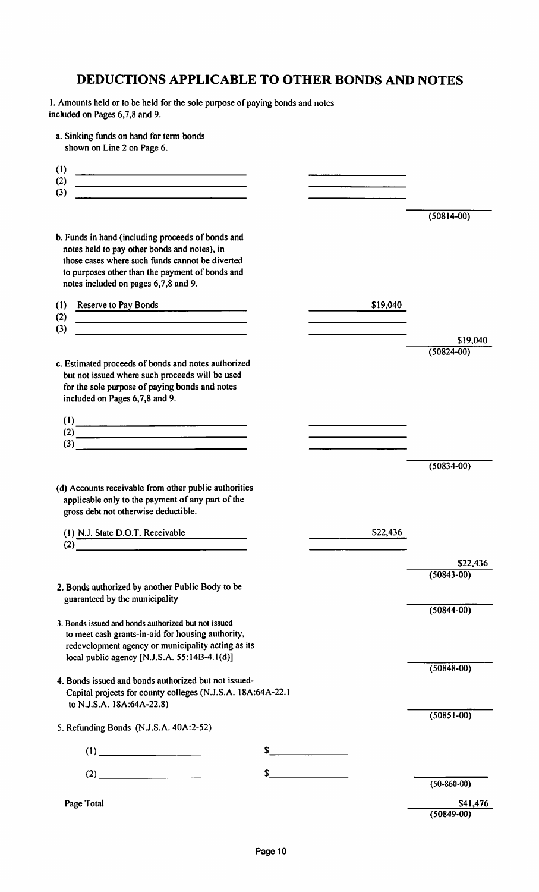# DEDUCTIONS APPLICABLE TO OTHER BONDS AND NOTES

1. Amounts held or to be held for the sole purpose of paying bonds and notes included on Pages 6,7,8 and 9.

a. Sinking funds on hand for term bonds shown on Line 2 on Page 6.

| | | |
|---|---|---|
| (1) | | |
| (2) | | |
| (3) | | |
| | | (50814-00) |

b. Funds in hand (including proceeds of bonds and notes held to pay other bonds and notes), in those cases where such funds cannot be diverted to purposes other than the payment of bonds and notes included on pages 6,7,8 and 9.

| | | |
|---|---|---|
| (1) Reserve to Pay Bonds | $19,040 | |
| (2) | | |
| (3) | | |
| | | $19,040 |
| | | (50824-00) |

c. Estimated proceeds of bonds and notes authorized but not issued where such proceeds will be used for the sole purpose of paying bonds and notes included on Pages 6,7,8 and 9.

| | | |
|---|---|---|
| (1) | | |
| (2) | | |
| (3) | | |
| | | (50834-00) |

(d) Accounts receivable from other public authorities applicable only to the payment of any part of the gross debt not otherwise deductible.

| | | |
|---|---|---|
| (1) N.J. State D.O.T. Receivable | $22,436 | |
| (2) | | |
| | | $22,436 |
| | | (50843-00) |

2. Bonds authorized by another Public Body to be guaranteed by the municipality — (50844-00)

3. Bonds issued and bonds authorized but not issued to meet cash grants-in-aid for housing authority, redevelopment agency or municipality acting as its local public agency [N.J.S.A. 55:14B-4.1(d)] — (50848-00)

4. Bonds issued and bonds authorized but not issued- Capital projects for county colleges (N.J.S.A. 18A:64A-22.1 to N.J.S.A. 18A:64A-22.8) — (50851-00)

5. Refunding Bonds (N.J.S.A. 40A:2-52)

| | | |
|---|---|---|
| (1) | $ | |
| (2) | $ | |
| | | (50-860-00) |

| | |
|---|---|
| Page Total | $41,476 |
| | (50849-00) |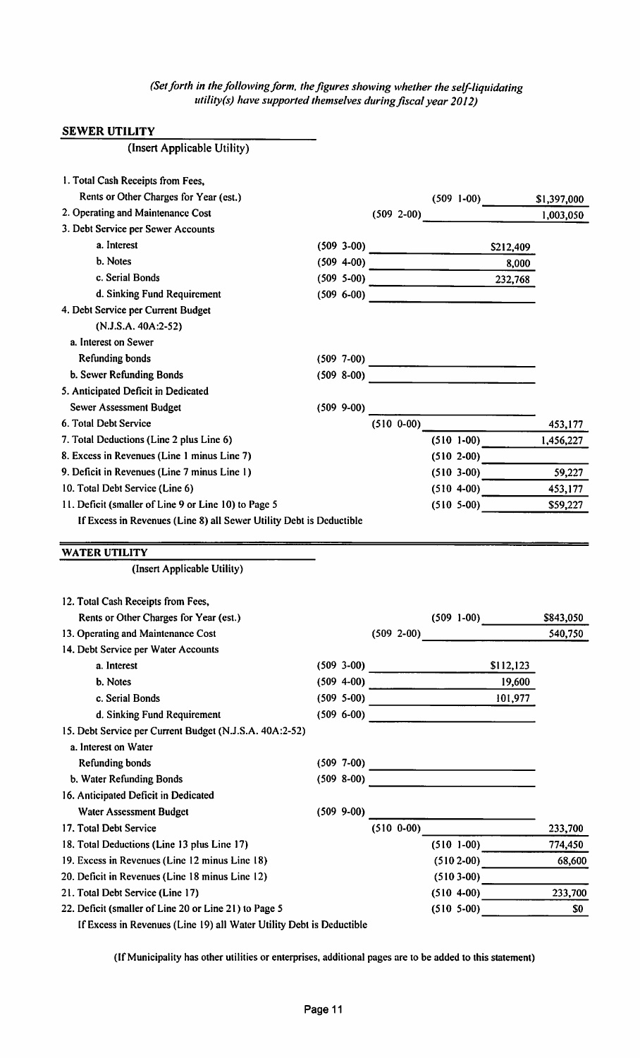*(Set forth in the following form, the figures showing whether the self-liquidating utility(s) have supported themselves during fiscal year 2012)*

**SEWER UTILITY**

(Insert Applicable Utility)

| | Code | | | |
|---|---|---|---|---|
| 1. Total Cash Receipts from Fees, Rents or Other Charges for Year (est.) | (509 1-00) | | | $1,397,000 |
| 2. Operating and Maintenance Cost | (509 2-00) | | | 1,003,050 |
| 3. Debt Service per Sewer Accounts | | | | |
| a. Interest | (509 3-00) | | $212,409 | |
| b. Notes | (509 4-00) | | 8,000 | |
| c. Serial Bonds | (509 5-00) | | 232,768 | |
| d. Sinking Fund Requirement | (509 6-00) | | | |
| 4. Debt Service per Current Budget (N.J.S.A. 40A:2-52) | | | | |
| a. Interest on Sewer Refunding bonds | (509 7-00) | | | |
| b. Sewer Refunding Bonds | (509 8-00) | | | |
| 5. Anticipated Deficit in Dedicated Sewer Assessment Budget | (509 9-00) | | | |
| 6. Total Debt Service | (510 0-00) | | | 453,177 |
| 7. Total Deductions (Line 2 plus Line 6) | (510 1-00) | | | 1,456,227 |
| 8. Excess in Revenues (Line 1 minus Line 7) | (510 2-00) | | | |
| 9. Deficit in Revenues (Line 7 minus Line 1) | (510 3-00) | | | 59,227 |
| 10. Total Debt Service (Line 6) | (510 4-00) | | | 453,177 |
| 11. Deficit (smaller of Line 9 or Line 10) to Page 5 | (510 5-00) | | | $59,227 |

If Excess in Revenues (Line 8) all Sewer Utility Debt is Deductible

**WATER UTILITY**

(Insert Applicable Utility)

| | Code | | | |
|---|---|---|---|---|
| 12. Total Cash Receipts from Fees, Rents or Other Charges for Year (est.) | (509 1-00) | | | $843,050 |
| 13. Operating and Maintenance Cost | (509 2-00) | | | 540,750 |
| 14. Debt Service per Water Accounts | | | | |
| a. Interest | (509 3-00) | | $112,123 | |
| b. Notes | (509 4-00) | | 19,600 | |
| c. Serial Bonds | (509 5-00) | | 101,977 | |
| d. Sinking Fund Requirement | (509 6-00) | | | |
| 15. Debt Service per Current Budget (N.J.S.A. 40A:2-52) | | | | |
| a. Interest on Water Refunding bonds | (509 7-00) | | | |
| b. Water Refunding Bonds | (509 8-00) | | | |
| 16. Anticipated Deficit in Dedicated Water Assessment Budget | (509 9-00) | | | |
| 17. Total Debt Service | (510 0-00) | | | 233,700 |
| 18. Total Deductions (Line 13 plus Line 17) | (510 1-00) | | | 774,450 |
| 19. Excess in Revenues (Line 12 minus Line 18) | (510 2-00) | | | 68,600 |
| 20. Deficit in Revenues (Line 18 minus Line 12) | (510 3-00) | | | |
| 21. Total Debt Service (Line 17) | (510 4-00) | | | 233,700 |
| 22. Deficit (smaller of Line 20 or Line 21) to Page 5 | (510 5-00) | | | $0 |

If Excess in Revenues (Line 19) all Water Utility Debt is Deductible

(If Municipality has other utilities or enterprises, additional pages are to be added to this statement)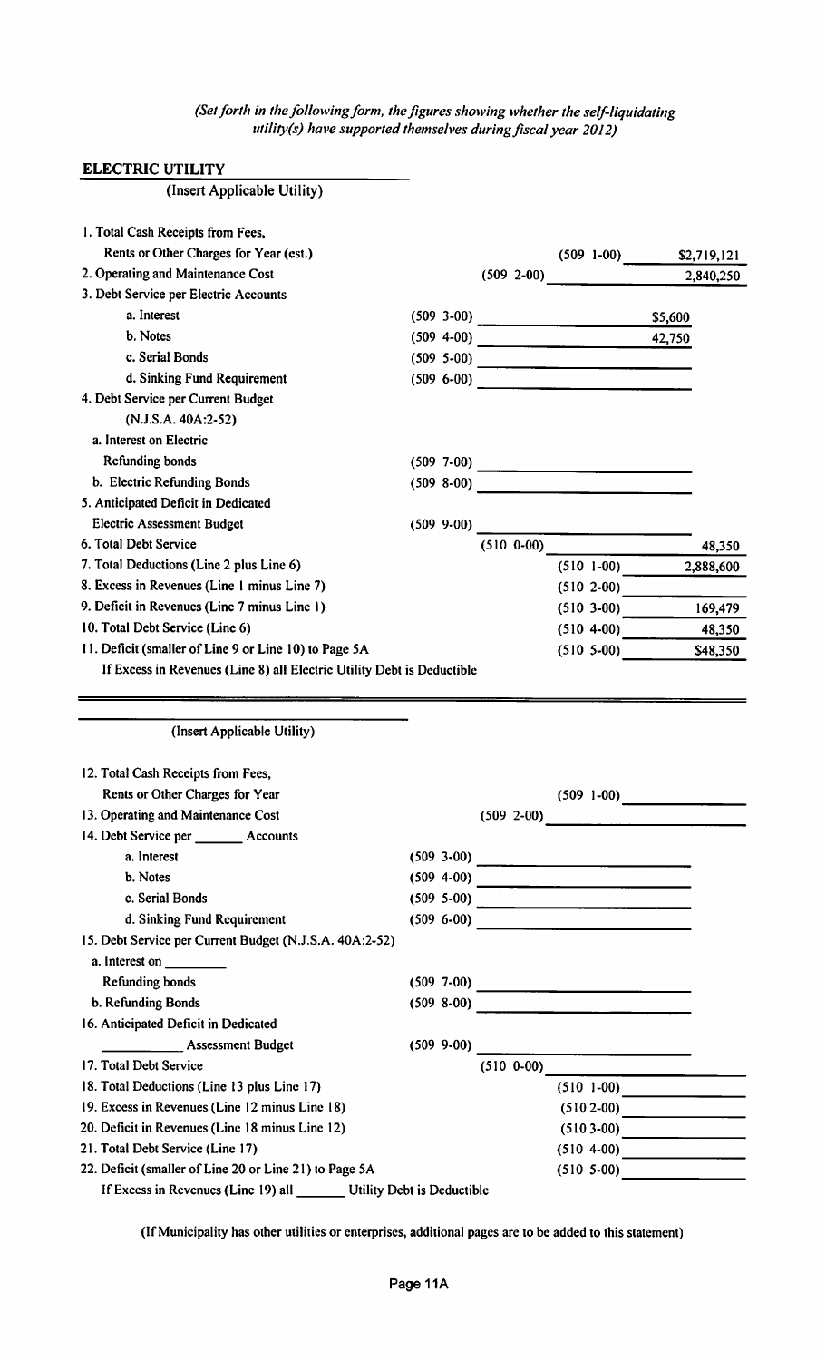*(Set forth in the following form, the figures showing whether the self-liquidating utility(s) have supported themselves during fiscal year 2012)*

**ELECTRIC UTILITY**
(Insert Applicable Utility)

| Item | Code | Amount |
|---|---|---|
| 1. Total Cash Receipts from Fees, Rents or Other Charges for Year (est.) | (509 1-00) | $2,719,121 |
| 2. Operating and Maintenance Cost | (509 2-00) | 2,840,250 |
| 3. Debt Service per Electric Accounts | | |
| a. Interest | (509 3-00) | $5,600 |
| b. Notes | (509 4-00) | 42,750 |
| c. Serial Bonds | (509 5-00) | |
| d. Sinking Fund Requirement | (509 6-00) | |
| 4. Debt Service per Current Budget (N.J.S.A. 40A:2-52) | | |
| a. Interest on Electric Refunding bonds | (509 7-00) | |
| b. Electric Refunding Bonds | (509 8-00) | |
| 5. Anticipated Deficit in Dedicated Electric Assessment Budget | (509 9-00) | |
| 6. Total Debt Service | (510 0-00) | 48,350 |
| 7. Total Deductions (Line 2 plus Line 6) | (510 1-00) | 2,888,600 |
| 8. Excess in Revenues (Line 1 minus Line 7) | (510 2-00) | |
| 9. Deficit in Revenues (Line 7 minus Line 1) | (510 3-00) | 169,479 |
| 10. Total Debt Service (Line 6) | (510 4-00) | 48,350 |
| 11. Deficit (smaller of Line 9 or Line 10) to Page 5A | (510 5-00) | $48,350 |

If Excess in Revenues (Line 8) all Electric Utility Debt is Deductible

---

\_\_\_\_\_\_\_\_\_\_\_\_\_\_\_\_\_\_\_\_
(Insert Applicable Utility)

| Item | Code | Amount |
|---|---|---|
| 12. Total Cash Receipts from Fees, Rents or Other Charges for Year | (509 1-00) | |
| 13. Operating and Maintenance Cost | (509 2-00) | |
| 14. Debt Service per \_\_\_\_\_\_\_ Accounts | | |
| a. Interest | (509 3-00) | |
| b. Notes | (509 4-00) | |
| c. Serial Bonds | (509 5-00) | |
| d. Sinking Fund Requirement | (509 6-00) | |
| 15. Debt Service per Current Budget (N.J.S.A. 40A:2-52) | | |
| a. Interest on \_\_\_\_\_\_\_\_ Refunding bonds | (509 7-00) | |
| b. Refunding Bonds | (509 8-00) | |
| 16. Anticipated Deficit in Dedicated \_\_\_\_\_\_\_\_\_\_ Assessment Budget | (509 9-00) | |
| 17. Total Debt Service | (510 0-00) | |
| 18. Total Deductions (Line 13 plus Line 17) | (510 1-00) | |
| 19. Excess in Revenues (Line 12 minus Line 18) | (510 2-00) | |
| 20. Deficit in Revenues (Line 18 minus Line 12) | (510 3-00) | |
| 21. Total Debt Service (Line 17) | (510 4-00) | |
| 22. Deficit (smaller of Line 20 or Line 21) to Page 5A | (510 5-00) | |

If Excess in Revenues (Line 19) all \_\_\_\_\_\_\_ Utility Debt is Deductible

(If Municipality has other utilities or enterprises, additional pages are to be added to this statement)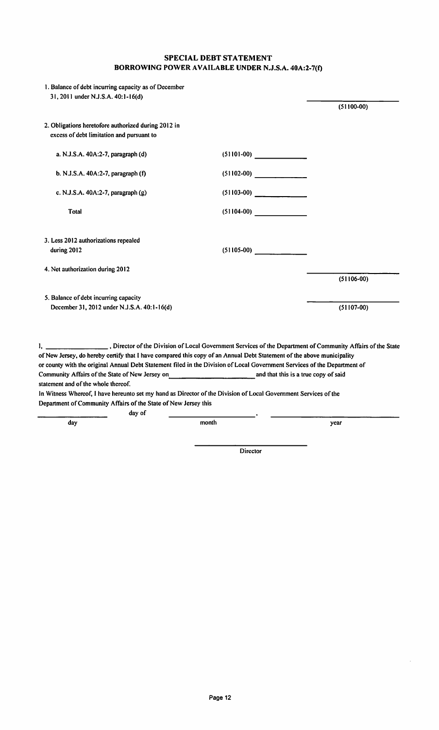# SPECIAL DEBT STATEMENT

## BORROWING POWER AVAILABLE UNDER N.J.S.A. 40A:2-7(f)

| | | |
|---|---|---|
| 1. Balance of debt incurring capacity as of December 31, 2011 under N.J.S.A. 40:1-16(d) | | (51100-00) |
| 2. Obligations heretofore authorized during 2012 in excess of debt limitation and pursuant to | | |
| a. N.J.S.A. 40A:2-7, paragraph (d) | (51101-00) | |
| b. N.J.S.A. 40A:2-7, paragraph (f) | (51102-00) | |
| c. N.J.S.A. 40A:2-7, paragraph (g) | (51103-00) | |
| Total | (51104-00) | |
| 3. Less 2012 authorizations repealed during 2012 | (51105-00) | |
| 4. Net authorization during 2012 | | (51106-00) |
| 5. Balance of debt incurring capacity December 31, 2012 under N.J.S.A. 40:1-16(d) | | (51107-00) |

I, ________________, Director of the Division of Local Government Services of the Department of Community Affairs of the State of New Jersey, do hereby certify that I have compared this copy of an Annual Debt Statement of the above municipality or county with the original Annual Debt Statement filed in the Division of Local Government Services of the Department of Community Affairs of the State of New Jersey on ____________________ and that this is a true copy of said statement and of the whole thereof.

In Witness Whereof, I have hereunto set my hand as Director of the Division of Local Government Services of the Department of Community Affairs of the State of New Jersey this

________________ day of ____________________, ____________________

day                                        month                                        year

____________________

Director